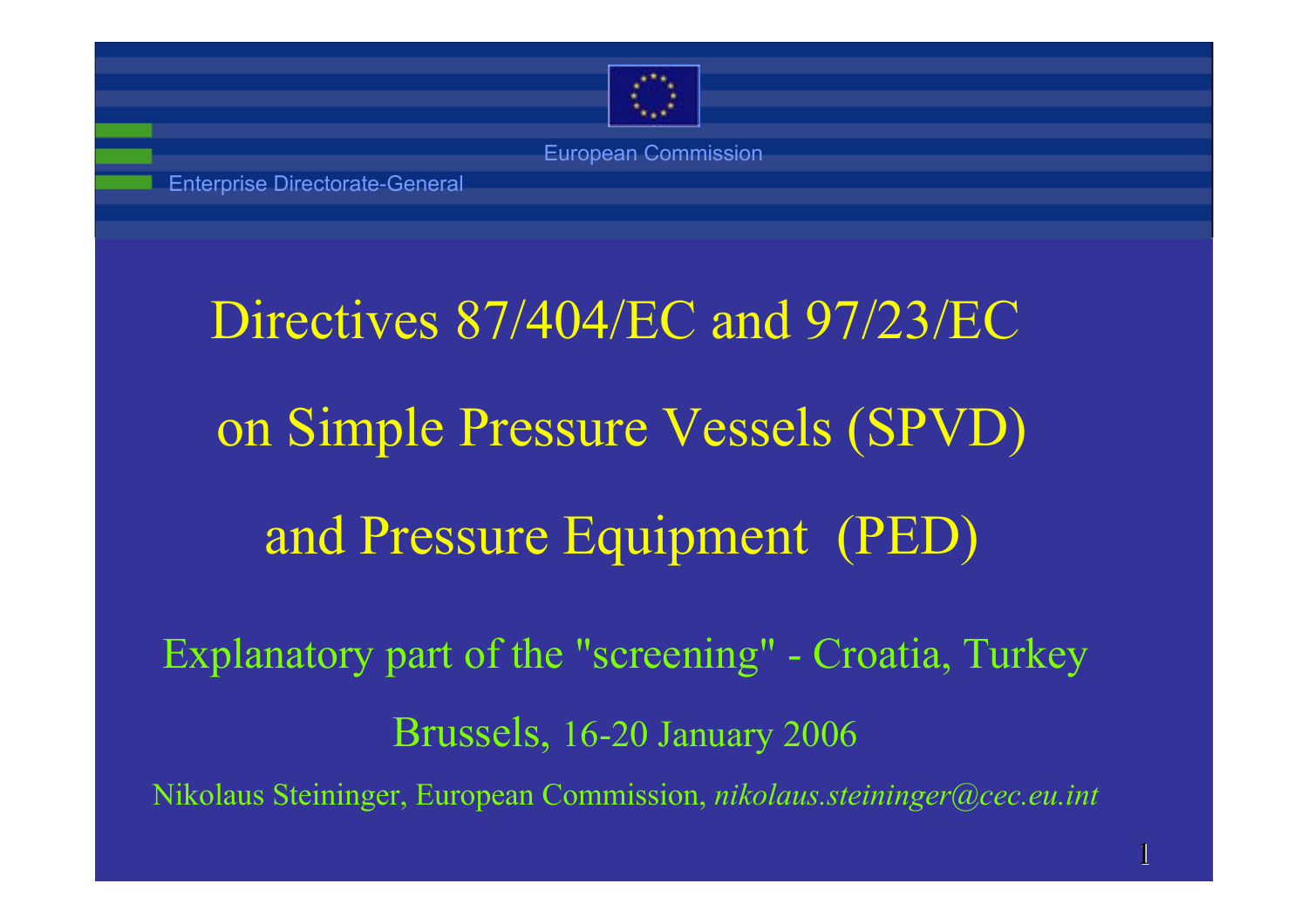European Commission

Enterprise Directorate-General

# Directives 87/404/EC and 97/23/EC on Simple Pressure Vessels (SPVD) and Pressure Equipment (PED)

Explanatory part of the "screening" - Croatia, Turkey

Brussels, 16-20 January 2006

Nikolaus Steininger, European Commission, *nikolaus.steininger@cec.eu.int*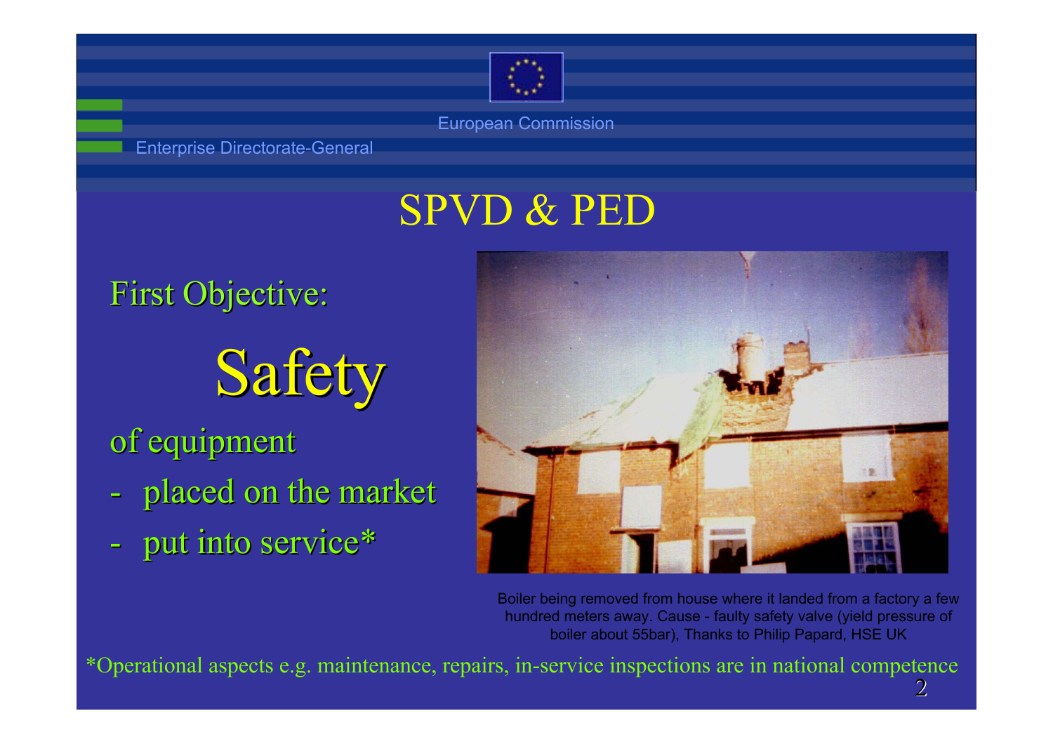European Commission

Enterprise Directorate-General

# SPVD & PED

First Objective:

## Safety

of equipment

- placed on the market
- put into service*

Boiler being removed from house where it landed from a factory a few hundred meters away. Cause - faulty safety valve (yield pressure of boiler about 55bar), Thanks to Philip Papard, HSE UK

*Operational aspects e.g. maintenance, repairs, in-service inspections are in national competence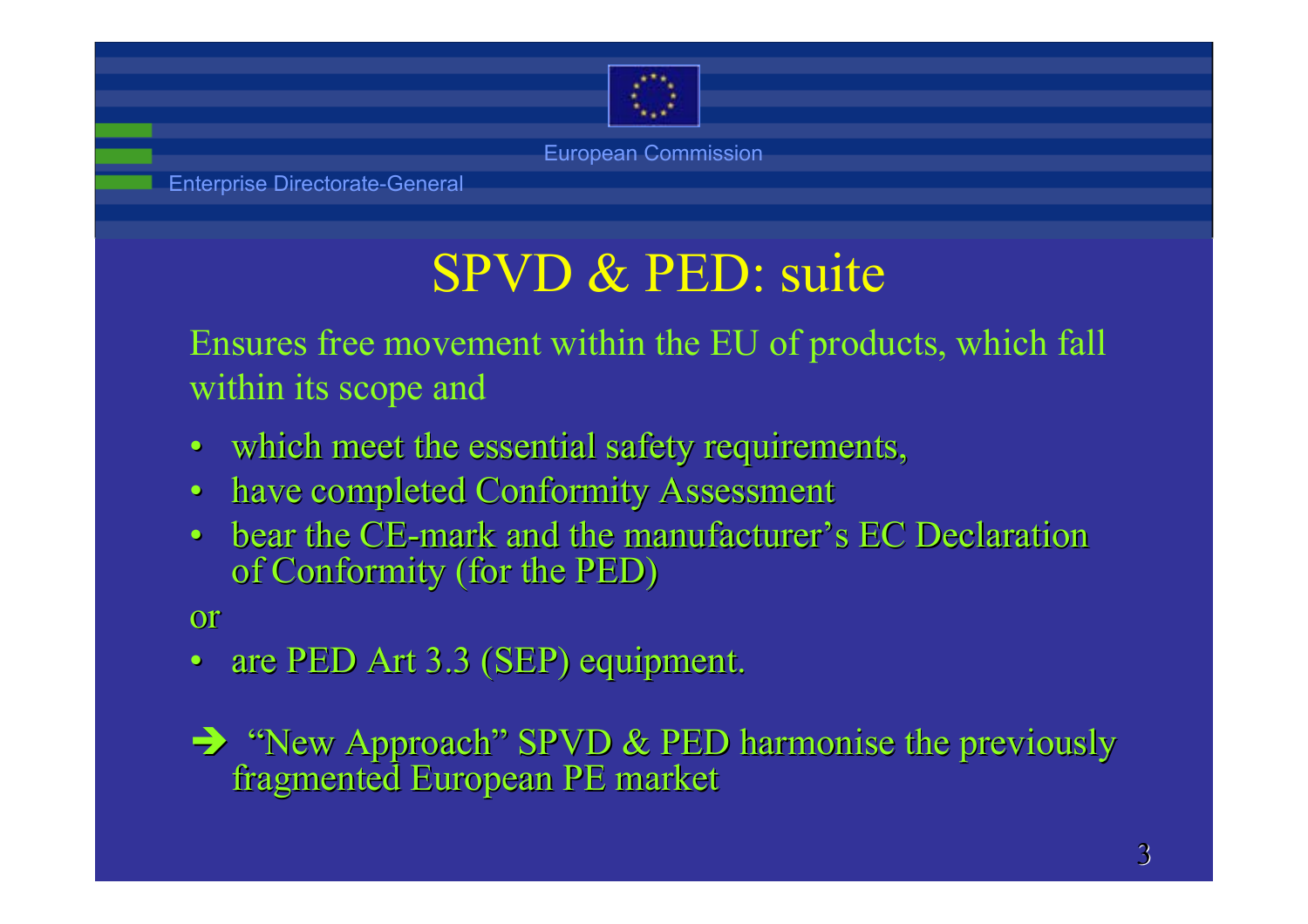# SPVD & PED: suite

Ensures free movement within the EU of products, which fall within its scope and

- which meet the essential safety requirements,
- have completed Conformity Assessment
- bear the CE-mark and the manufacturer's EC Declaration of Conformity (for the PED)

or

- are PED Art 3.3 (SEP) equipment.

➔ "New Approach" SPVD & PED harmonise the previously fragmented European PE market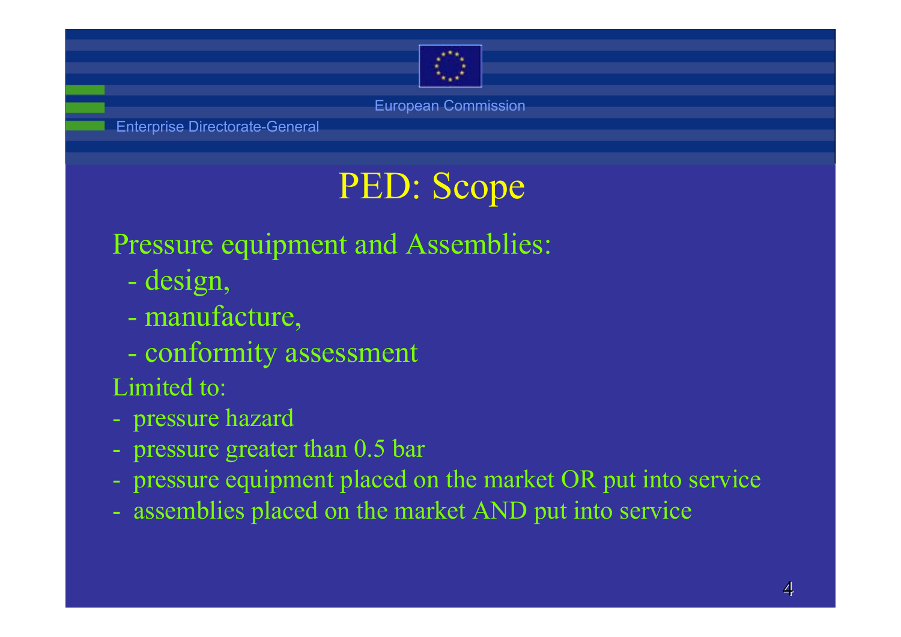# PED: Scope

Pressure equipment and Assemblies:

- design,
- manufacture,
- conformity assessment

Limited to:

- pressure hazard
- pressure greater than 0.5 bar
- pressure equipment placed on the market OR put into service
- assemblies placed on the market AND put into service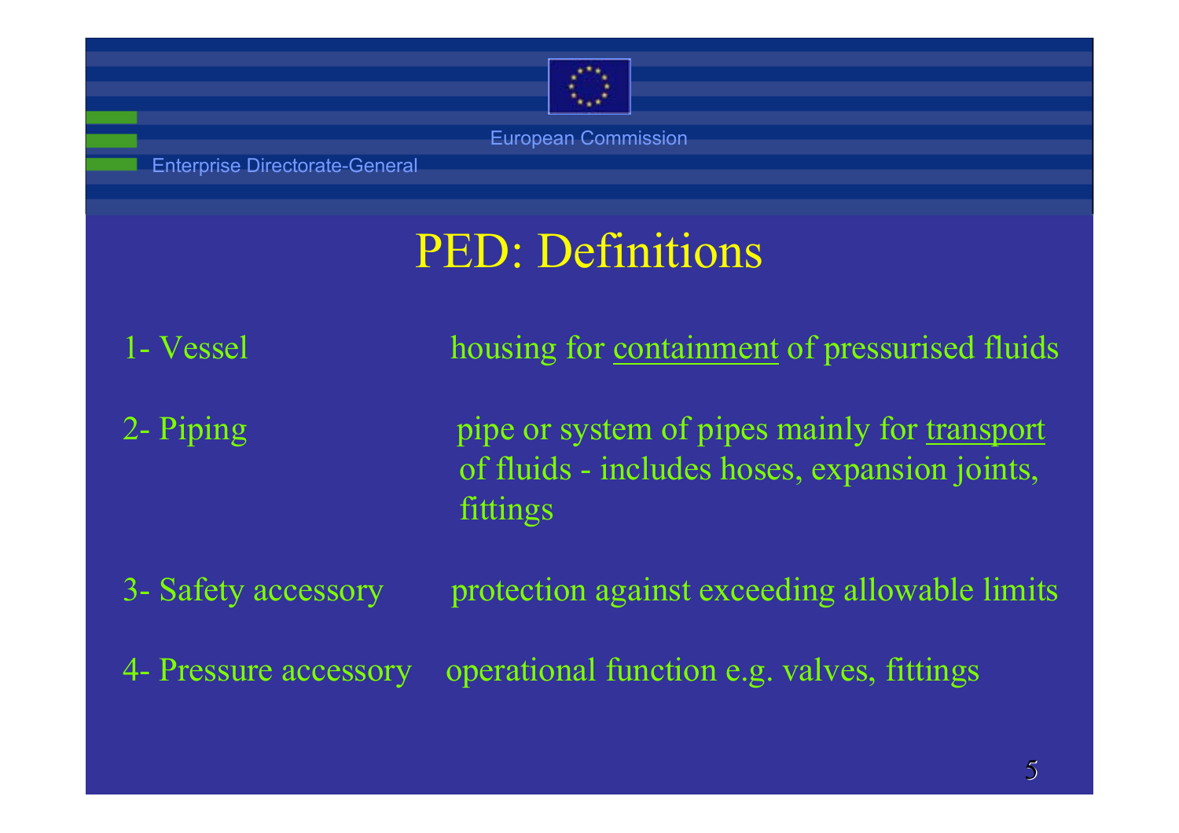European Commission

Enterprise Directorate-General

# PED: Definitions

| | |
|---|---|
| 1- Vessel | housing for <u>containment</u> of pressurised fluids |
| 2- Piping | pipe or system of pipes mainly for <u>transport</u> of fluids - includes hoses, expansion joints, fittings |
| 3- Safety accessory | protection against exceeding allowable limits |
| 4- Pressure accessory | operational function e.g. valves, fittings |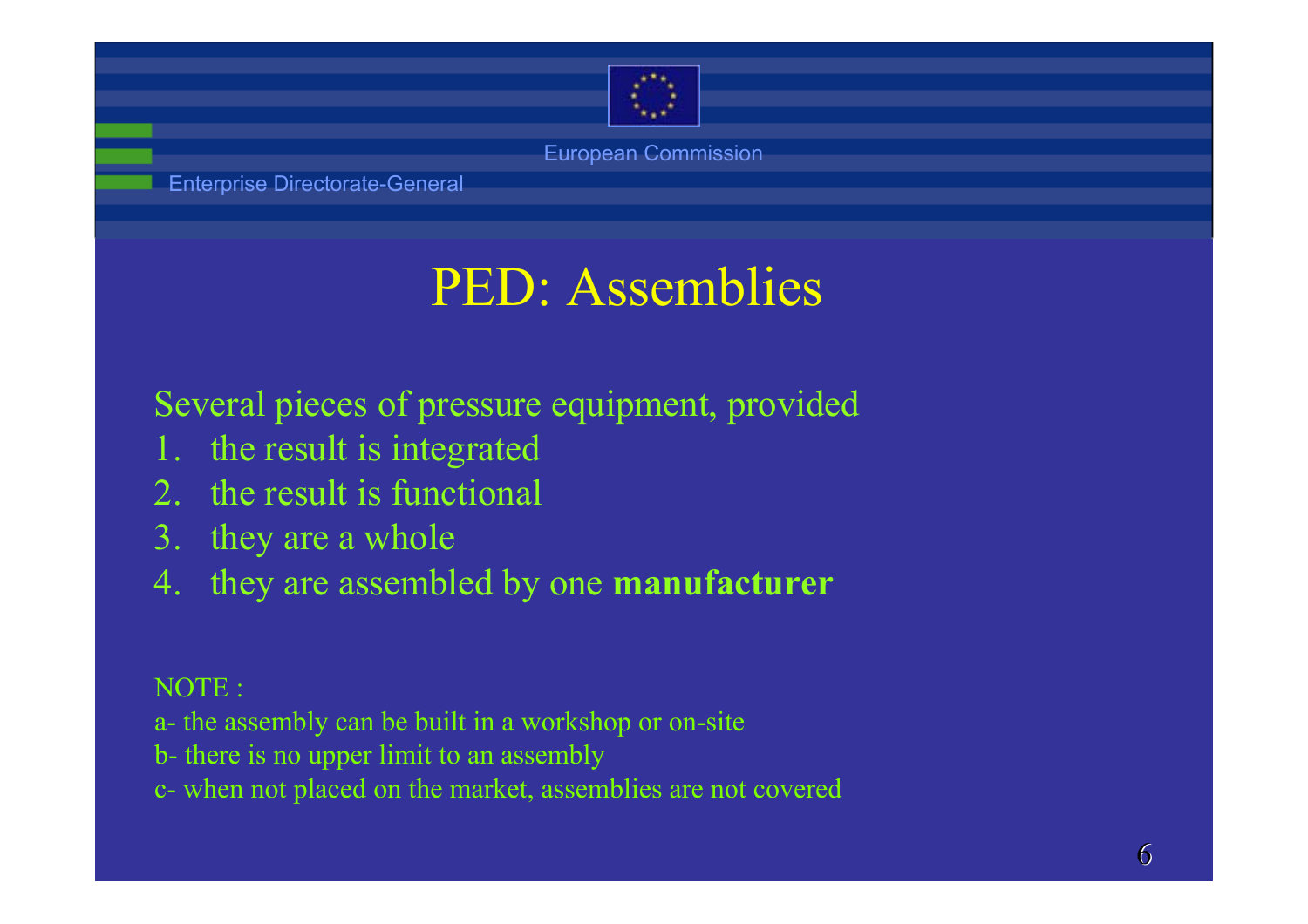# PED: Assemblies

Several pieces of pressure equipment, provided

1. the result is integrated
2. the result is functional
3. they are a whole
4. they are assembled by one **manufacturer**

NOTE :

a- the assembly can be built in a workshop or on-site

b- there is no upper limit to an assembly

c- when not placed on the market, assemblies are not covered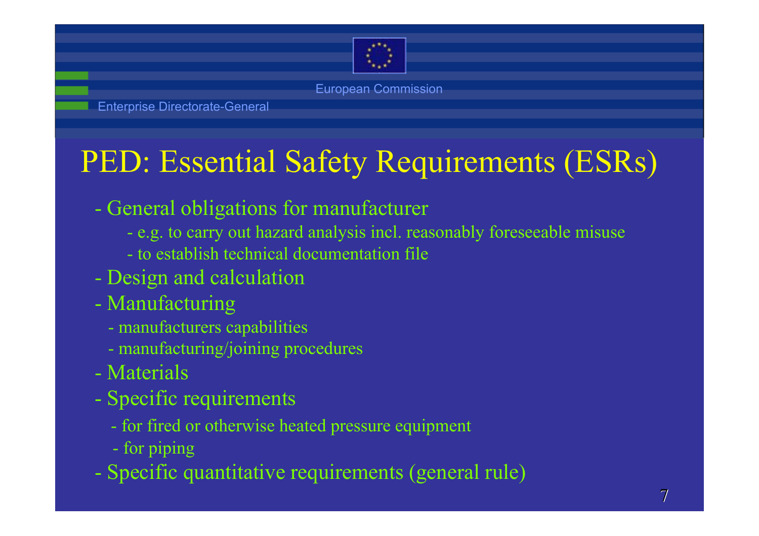# PED: Essential Safety Requirements (ESRs)

- General obligations for manufacturer
  - e.g. to carry out hazard analysis incl. reasonably foreseeable misuse
  - to establish technical documentation file
- Design and calculation
- Manufacturing
  - manufacturers capabilities
  - manufacturing/joining procedures
- Materials
- Specific requirements
  - for fired or otherwise heated pressure equipment
  - for piping
- Specific quantitative requirements (general rule)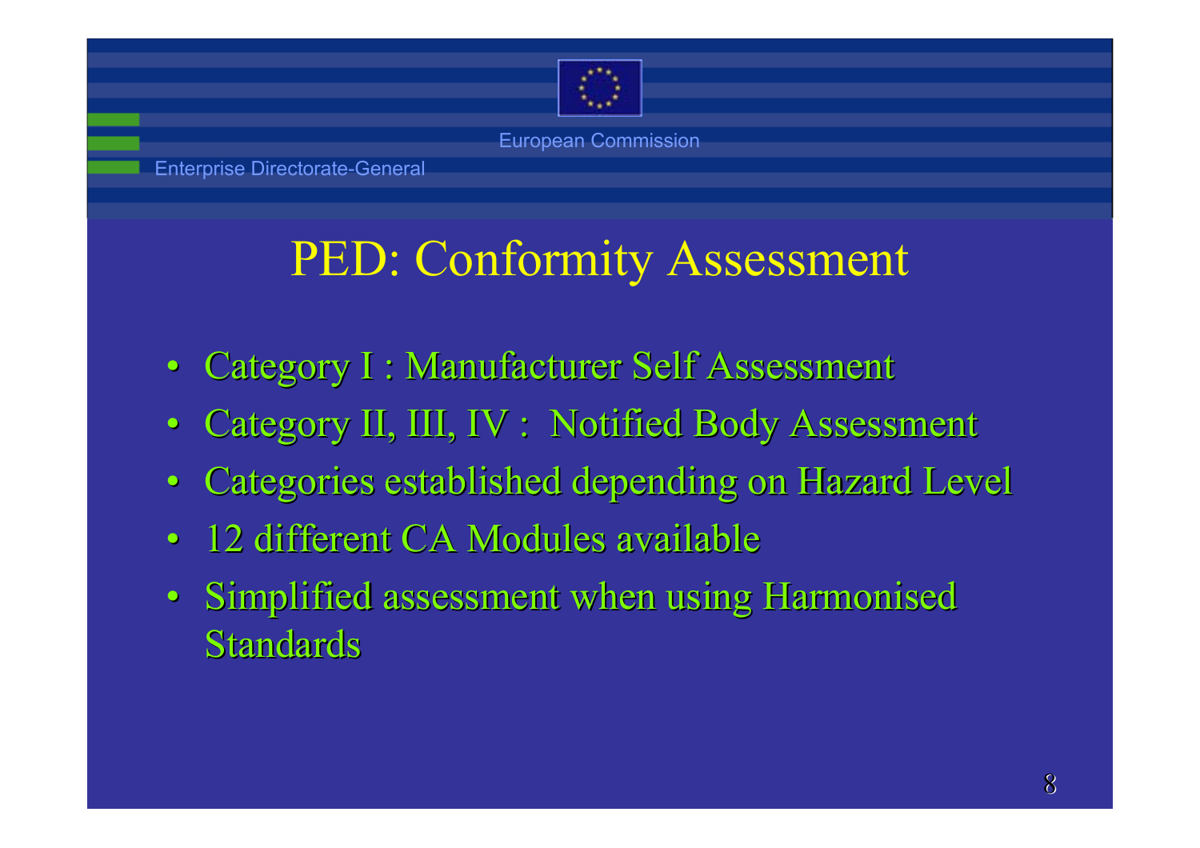European Commission

Enterprise Directorate-General

# PED: Conformity Assessment

- Category I : Manufacturer Self Assessment
- Category II, III, IV : Notified Body Assessment
- Categories established depending on Hazard Level
- 12 different CA Modules available
- Simplified assessment when using Harmonised Standards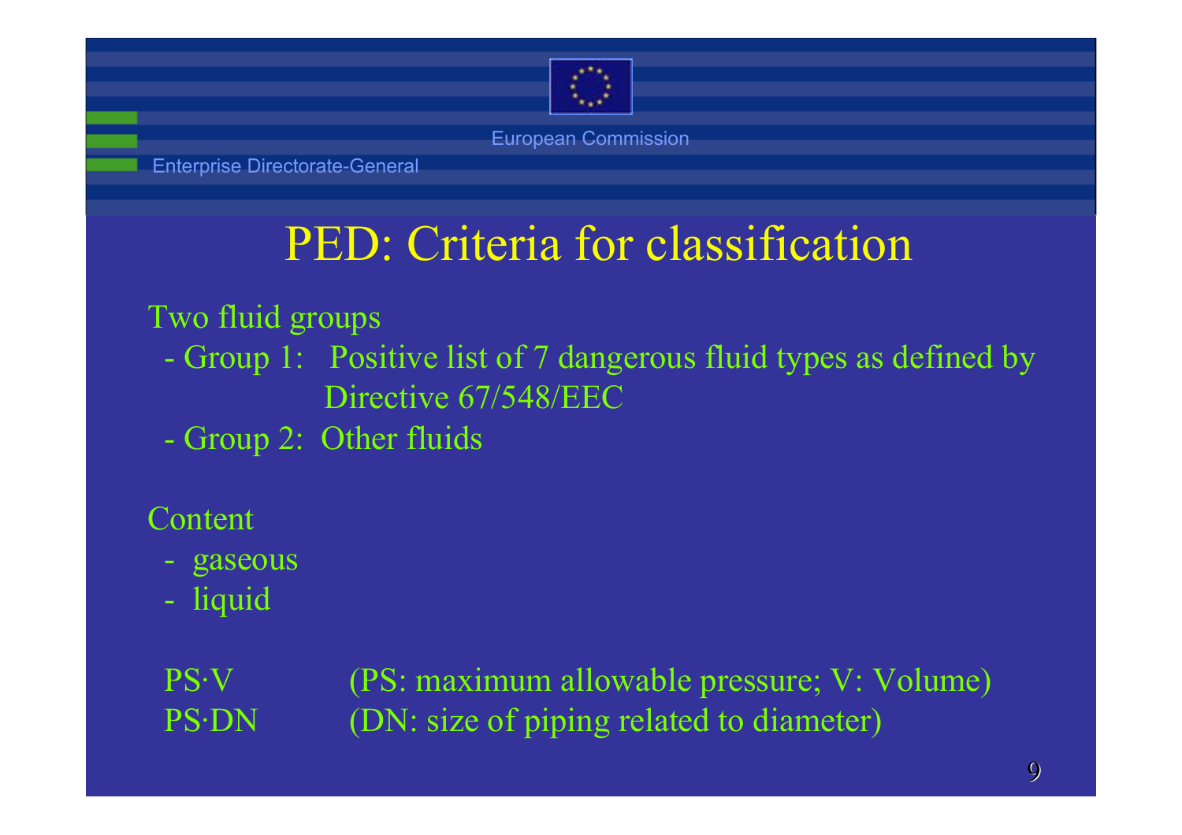# PED: Criteria for classification

Two fluid groups

- Group 1: Positive list of 7 dangerous fluid types as defined by Directive 67/548/EEC
- Group 2: Other fluids

Content

- gaseous
- liquid

PS·V (PS: maximum allowable pressure; V: Volume)

PS·DN (DN: size of piping related to diameter)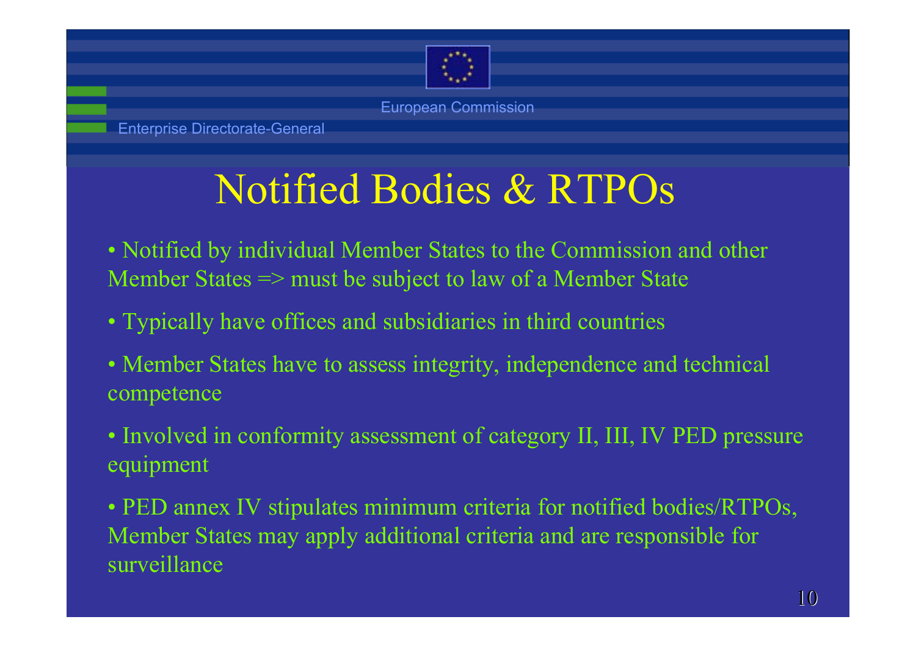# Notified Bodies & RTPOs

- Notified by individual Member States to the Commission and other Member States => must be subject to law of a Member State
- Typically have offices and subsidiaries in third countries
- Member States have to assess integrity, independence and technical competence
- Involved in conformity assessment of category II, III, IV PED pressure equipment
- PED annex IV stipulates minimum criteria for notified bodies/RTPOs, Member States may apply additional criteria and are responsible for surveillance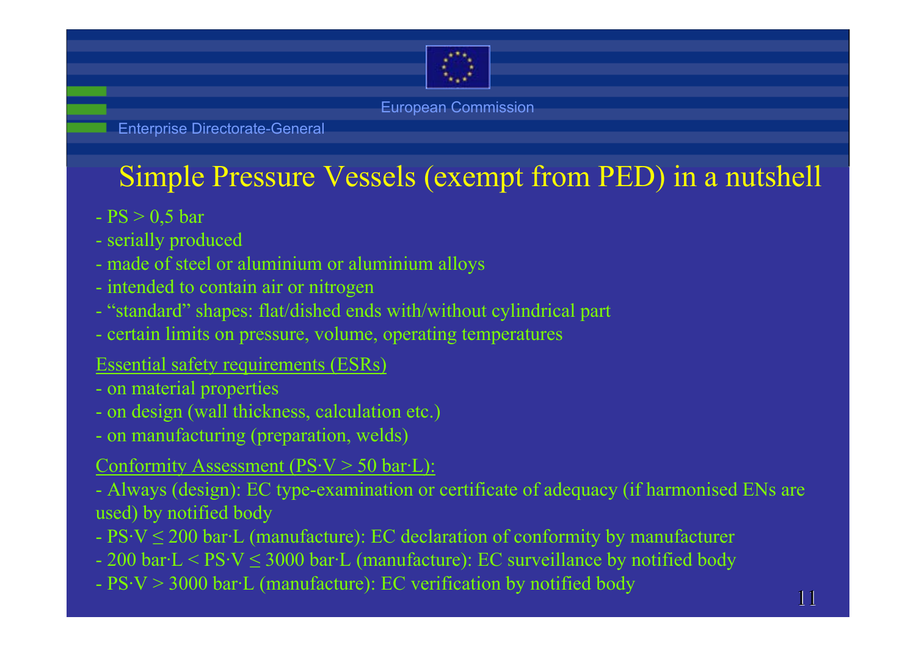# Simple Pressure Vessels (exempt from PED) in a nutshell

- PS > 0,5 bar
- serially produced
- made of steel or aluminium or aluminium alloys
- intended to contain air or nitrogen
- "standard" shapes: flat/dished ends with/without cylindrical part
- certain limits on pressure, volume, operating temperatures

<u>Essential safety requirements (ESRs)</u>

- on material properties
- on design (wall thickness, calculation etc.)
- on manufacturing (preparation, welds)

<u>Conformity Assessment (PS·V > 50 bar·L):</u>

- Always (design): EC type-examination or certificate of adequacy (if harmonised ENs are used) by notified body
- PS·V ≤ 200 bar·L (manufacture): EC declaration of conformity by manufacturer
- 200 bar·L < PS·V ≤ 3000 bar·L (manufacture): EC surveillance by notified body
- PS·V > 3000 bar·L (manufacture): EC verification by notified body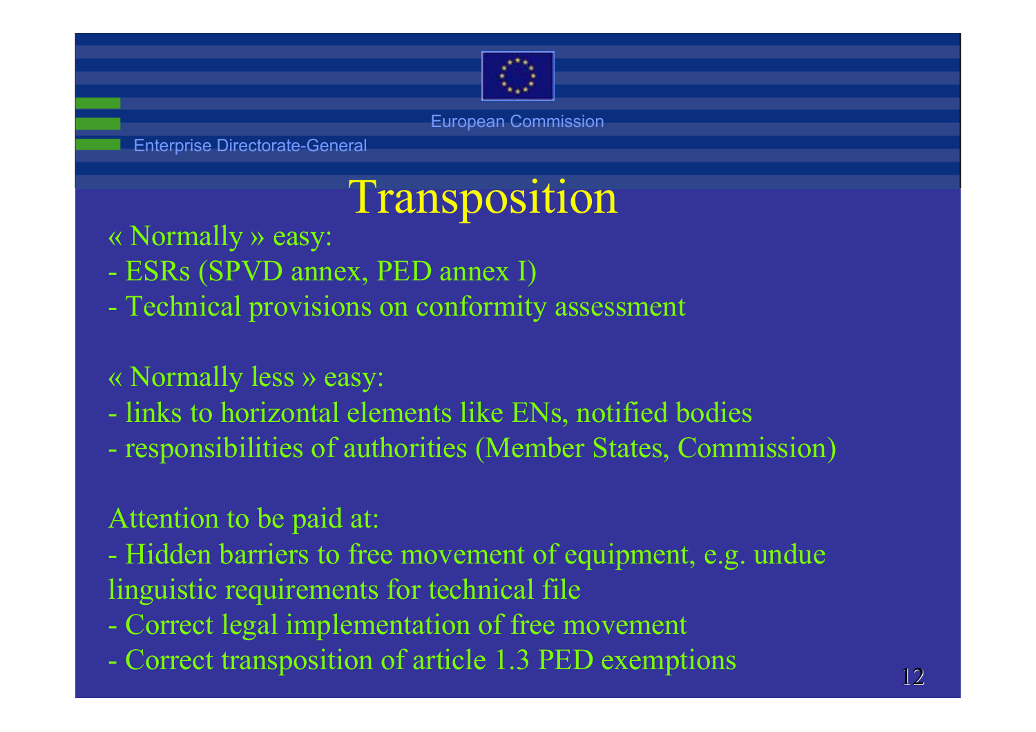# Transposition

« Normally » easy:

- ESRs (SPVD annex, PED annex I)
- Technical provisions on conformity assessment

« Normally less » easy:

- links to horizontal elements like ENs, notified bodies
- responsibilities of authorities (Member States, Commission)

Attention to be paid at:

- Hidden barriers to free movement of equipment, e.g. undue linguistic requirements for technical file
- Correct legal implementation of free movement
- Correct transposition of article 1.3 PED exemptions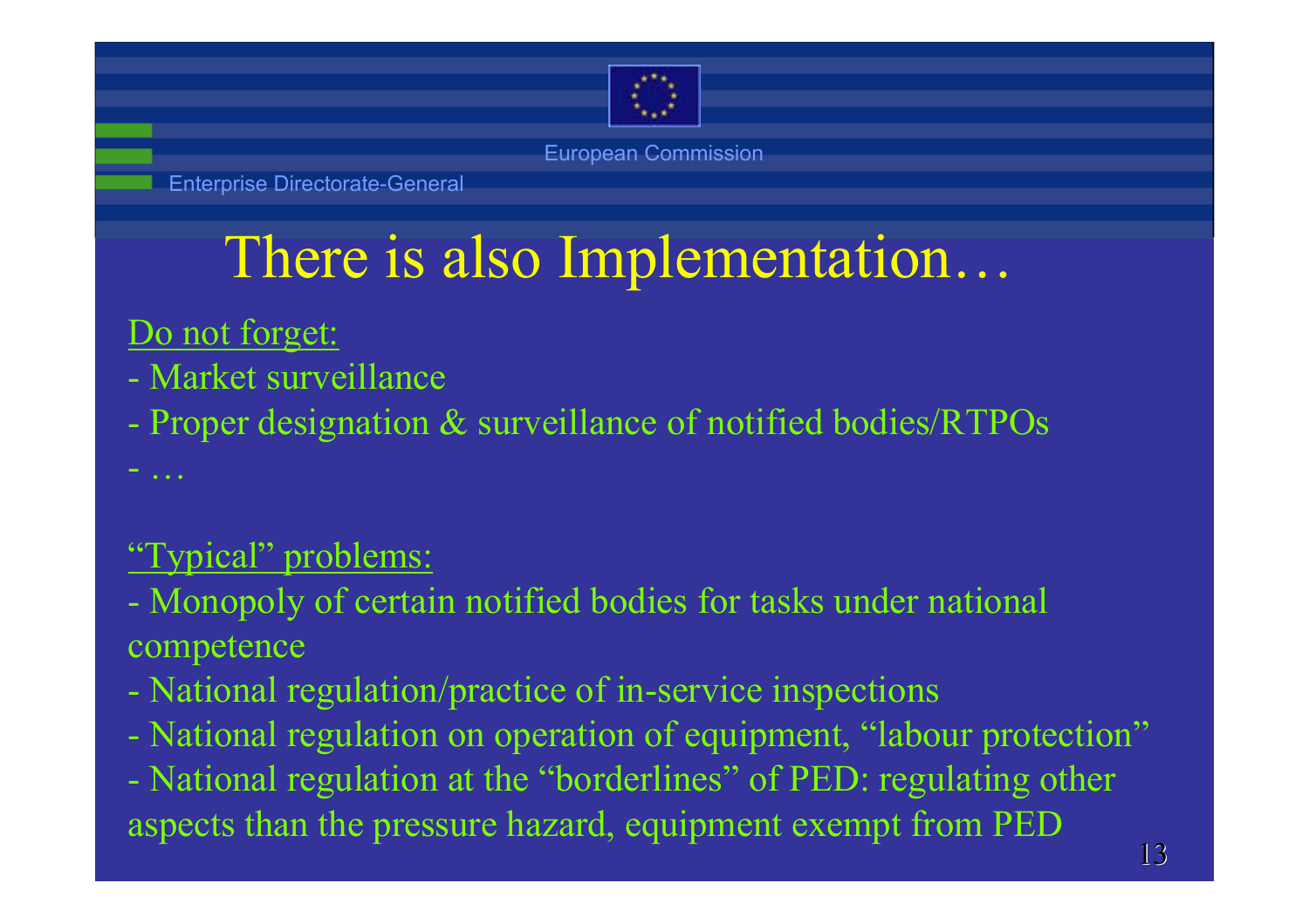# There is also Implementation…

Do not forget:

- Market surveillance
- Proper designation & surveillance of notified bodies/RTPOs
- …

"Typical" problems:

- Monopoly of certain notified bodies for tasks under national competence
- National regulation/practice of in-service inspections
- National regulation on operation of equipment, "labour protection"
- National regulation at the "borderlines" of PED: regulating other aspects than the pressure hazard, equipment exempt from PED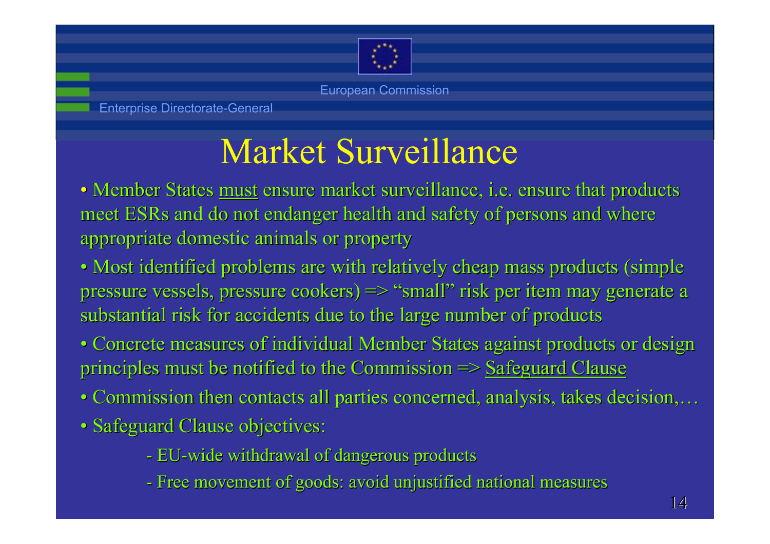# Market Surveillance

- Member States <u>must</u> ensure market surveillance, i.e. ensure that products meet ESRs and do not endanger health and safety of persons and where appropriate domestic animals or property
- Most identified problems are with relatively cheap mass products (simple pressure vessels, pressure cookers) => "small" risk per item may generate a substantial risk for accidents due to the large number of products
- Concrete measures of individual Member States against products or design principles must be notified to the Commission => <u>Safeguard Clause</u>
- Commission then contacts all parties concerned, analysis, takes decision,…
- Safeguard Clause objectives:
  - EU-wide withdrawal of dangerous products
  - Free movement of goods: avoid unjustified national measures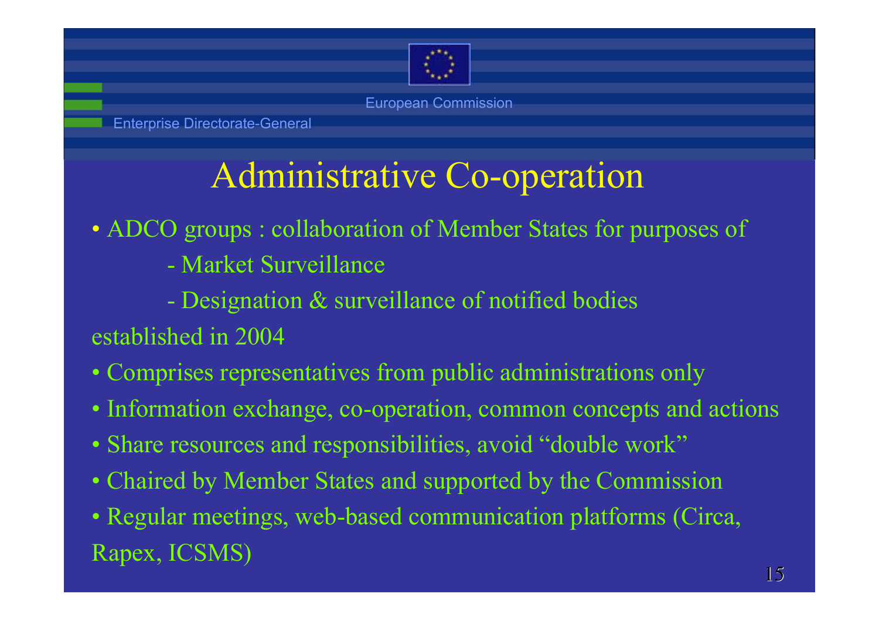# Administrative Co-operation

- ADCO groups : collaboration of Member States for purposes of
  - Market Surveillance
  - Designation & surveillance of notified bodies

established in 2004

- Comprises representatives from public administrations only
- Information exchange, co-operation, common concepts and actions
- Share resources and responsibilities, avoid “double work”
- Chaired by Member States and supported by the Commission
- Regular meetings, web-based communication platforms (Circa, Rapex, ICSMS)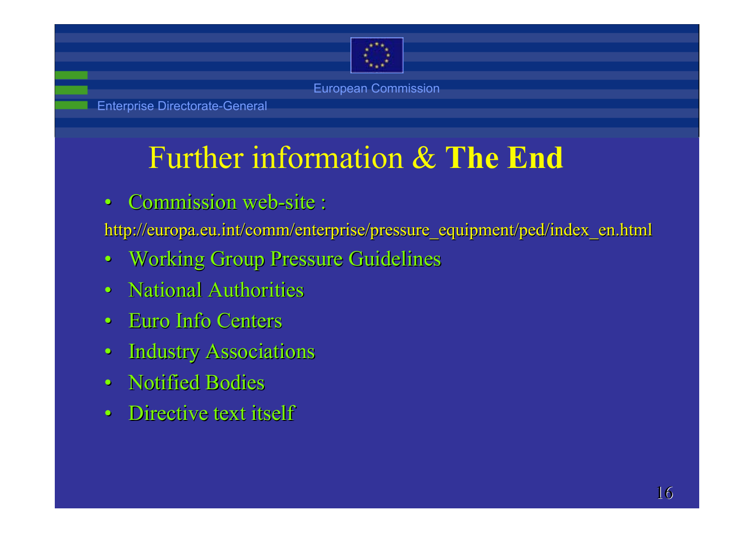European Commission

Enterprise Directorate-General

# Further information & **The End**

- Commission web-site :

http://europa.eu.int/comm/enterprise/pressure_equipment/ped/index_en.html

- Working Group Pressure Guidelines
- National Authorities
- Euro Info Centers
- Industry Associations
- Notified Bodies
- Directive text itself